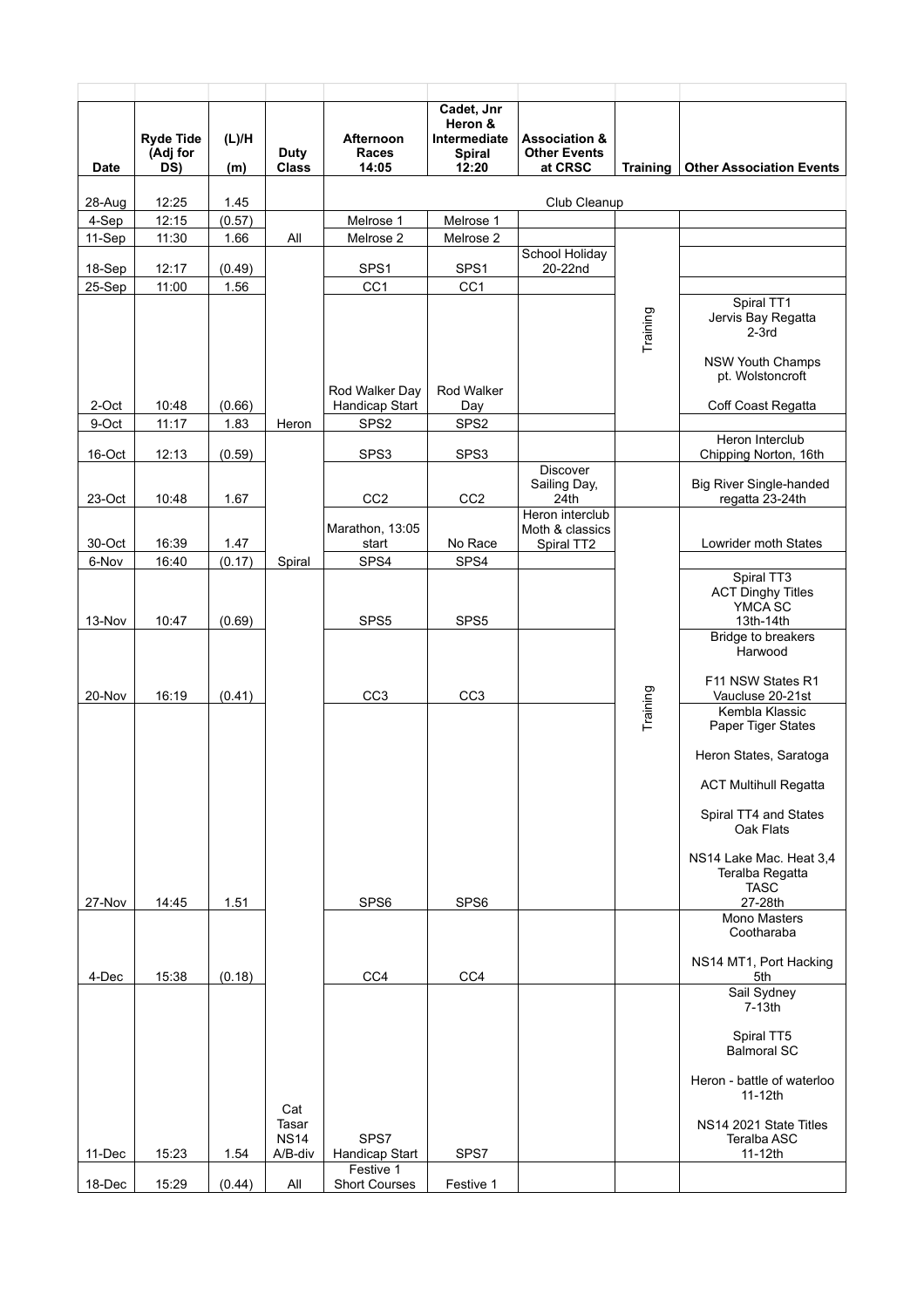| Date | Ryde Tide (Adj for DS) | (L)/H (m) | Duty Class | Afternoon Races 14:05 | Cadet, Jnr Heron & Intermediate Spiral 12:20 | Association & Other Events at CRSC | Training | Other Association Events |
|---|---|---|---|---|---|---|---|---|
| 28-Aug | 12:25 | 1.45 | | Club Cleanup | | | | |
| 4-Sep | 12:15 | (0.57) | | Melrose 1 | Melrose 1 | | | |
| 11-Sep | 11:30 | 1.66 | All | Melrose 2 | Melrose 2 | | Training | |
| 18-Sep | 12:17 | (0.49) | | SPS1 | SPS1 | School Holiday 20-22nd | | |
| 25-Sep | 11:00 | 1.56 | | CC1 | CC1 | | | |
| 2-Oct | 10:48 | (0.66) | | Rod Walker Day Handicap Start | Rod Walker Day | | | Spiral TT1<br>Jervis Bay Regatta 2-3rd<br><br>NSW Youth Champs pt. Wolstoncroft<br><br>Coff Coast Regatta |
| 9-Oct | 11:17 | 1.83 | Heron | SPS2 | SPS2 | | | |
| 16-Oct | 12:13 | (0.59) | | SPS3 | SPS3 | | | Heron Interclub Chipping Norton, 16th |
| 23-Oct | 10:48 | 1.67 | | CC2 | CC2 | Discover Sailing Day, 24th | | Big River Single-handed regatta 23-24th |
| 30-Oct | 16:39 | 1.47 | | Marathon, 13:05 start | No Race | Heron interclub Moth & classics Spiral TT2 | Training | Lowrider moth States |
| 6-Nov | 16:40 | (0.17) | Spiral | SPS4 | SPS4 | | | |
| 13-Nov | 10:47 | (0.69) | | SPS5 | SPS5 | | | Spiral TT3<br>ACT Dinghy Titles<br>YMCA SC<br>13th-14th |
| 20-Nov | 16:19 | (0.41) | | CC3 | CC3 | | | Bridge to breakers Harwood<br><br>F11 NSW States R1 Vaucluse 20-21st |
| 27-Nov | 14:45 | 1.51 | | SPS6 | SPS6 | | | Kembla Klassic<br>Paper Tiger States<br><br>Heron States, Saratoga<br><br>ACT Multihull Regatta<br><br>Spiral TT4 and States Oak Flats<br><br>NS14 Lake Mac. Heat 3,4<br>Teralba Regatta<br>TASC<br>27-28th |
| 4-Dec | 15:38 | (0.18) | | CC4 | CC4 | | | Mono Masters Cootharaba<br><br>NS14 MT1, Port Hacking 5th |
| 11-Dec | 15:23 | 1.54 | Cat Tasar NS14 A/B-div | SPS7 Handicap Start | SPS7 | | | Sail Sydney 7-13th<br><br>Spiral TT5 Balmoral SC<br><br>Heron - battle of waterloo 11-12th<br><br>NS14 2021 State Titles Teralba ASC 11-12th |
| 18-Dec | 15:29 | (0.44) | All | Festive 1 Short Courses | Festive 1 | | | |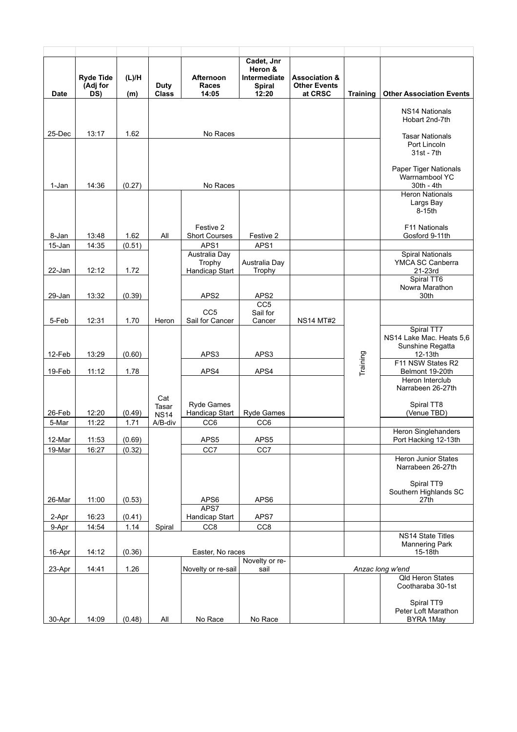| Date | Ryde Tide (Adj for DS) | (L)/H (m) | Duty Class | Afternoon Races 14:05 | Cadet, Jnr Heron & Intermediate Spiral 12:20 | Association & Other Events at CRSC | Training | Other Association Events |
|---|---|---|---|---|---|---|---|---|
| 25-Dec | 13:17 | 1.62 | | No Races | | | | NS14 Nationals Hobart 2nd-7th<br>Tasar Nationals Port Lincoln 31st - 7th |
| 1-Jan | 14:36 | (0.27) | | No Races | | | | Paper Tiger Nationals Warrnambool YC 30th - 4th |
| 8-Jan | 13:48 | 1.62 | All | Festive 2 Short Courses | Festive 2 | | | Heron Nationals Largs Bay 8-15th<br>F11 Nationals Gosford 9-11th |
| 15-Jan | 14:35 | (0.51) | | APS1 | APS1 | | | |
| 22-Jan | 12:12 | 1.72 | | Australia Day Trophy Handicap Start | Australia Day Trophy | | | Spiral Nationals YMCA SC Canberra 21-23rd |
| 29-Jan | 13:32 | (0.39) | | APS2 | APS2 | | | Spiral TT6 Nowra Marathon 30th |
| 5-Feb | 12:31 | 1.70 | Heron | CC5 Sail for Cancer | CC5 Sail for Cancer | NS14 MT#2 | Training | |
| 12-Feb | 13:29 | (0.60) | | APS3 | APS3 | | | Spiral TT7 NS14 Lake Mac. Heats 5,6 Sunshine Regatta 12-13th |
| 19-Feb | 11:12 | 1.78 | | APS4 | APS4 | | | F11 NSW States R2 Belmont 19-20th |
| 26-Feb | 12:20 | (0.49) | Cat Tasar NS14 A/B-div | Ryde Games Handicap Start | Ryde Games | | | Heron Interclub Narrabeen 26-27th<br>Spiral TT8 (Venue TBD) |
| 5-Mar | 11:22 | 1.71 | | CC6 | CC6 | | | |
| 12-Mar | 11:53 | (0.69) | | APS5 | APS5 | | | Heron Singlehanders Port Hacking 12-13th |
| 19-Mar | 16:27 | (0.32) | | CC7 | CC7 | | | |
| 26-Mar | 11:00 | (0.53) | | APS6 | APS6 | | | Heron Junior States Narrabeen 26-27th<br>Spiral TT9 Southern Highlands SC 27th |
| 2-Apr | 16:23 | (0.41) | | APS7 Handicap Start | APS7 | | | |
| 9-Apr | 14:54 | 1.14 | Spiral | CC8 | CC8 | | | |
| 16-Apr | 14:12 | (0.36) | | Easter, No races | | | | NS14 State Titles Mannering Park 15-18th |
| 23-Apr | 14:41 | 1.26 | | Novelty or re-sail | Novelty or re-sail | *Anzac long w'end* | | |
| 30-Apr | 14:09 | (0.48) | All | No Race | No Race | | | Qld Heron States Cootharaba 30-1st<br>Spiral TT9 Peter Loft Marathon BYRA 1May |